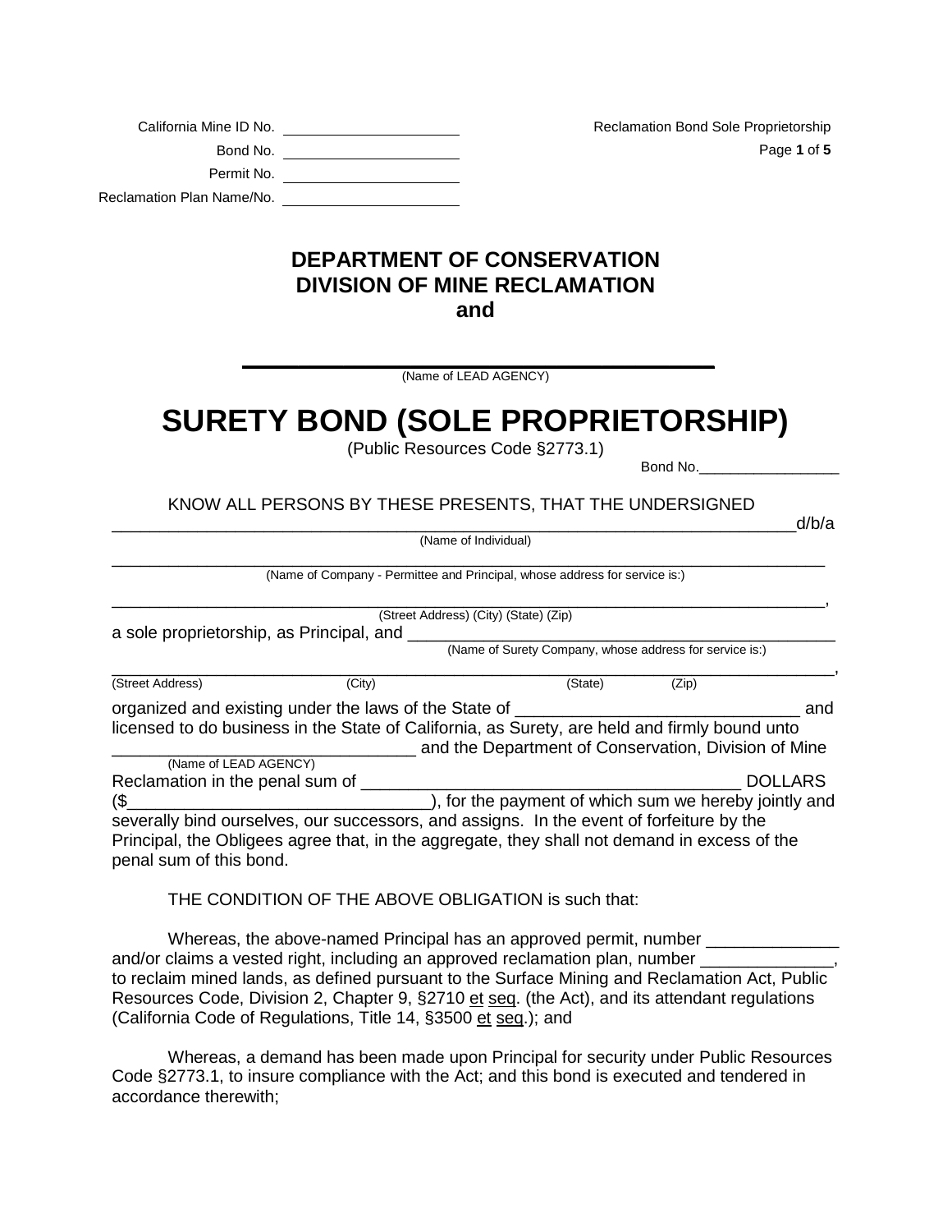California Mine ID No. ____________________

Bond No. ____________________

Permit No. ____________________

Reclamation Plan Name/No. ____________________

Reclamation Bond Sole Proprietorship

# DEPARTMENT OF CONSERVATION
# DIVISION OF MINE RECLAMATION
# and

________________________________________
(Name of LEAD AGENCY)

# SURETY BOND (SOLE PROPRIETORSHIP)

(Public Resources Code §2773.1)

Bond No.________________

KNOW ALL PERSONS BY THESE PRESENTS, THAT THE UNDERSIGNED
______________________________________________________________________d/b/a
(Name of Individual)

______________________________________________________________________
(Name of Company - Permittee and Principal, whose address for service is:)

______________________________________________________________________,
(Street Address) (City) (State) (Zip)

a sole proprietorship, as Principal, and ____________________________________________
(Name of Surety Company, whose address for service is:)

______________________________________________________________________,
(Street Address) (City) (State) (Zip)

organized and existing under the laws of the State of ____________________________ and licensed to do business in the State of California, as Surety, are held and firmly bound unto ____________________________ and the Department of Conservation, Division of Mine
(Name of LEAD AGENCY)
Reclamation in the penal sum of ____________________________________ DOLLARS ($____________________________), for the payment of which sum we hereby jointly and severally bind ourselves, our successors, and assigns. In the event of forfeiture by the Principal, the Obligees agree that, in the aggregate, they shall not demand in excess of the penal sum of this bond.

THE CONDITION OF THE ABOVE OBLIGATION is such that:

Whereas, the above-named Principal has an approved permit, number _____________ and/or claims a vested right, including an approved reclamation plan, number _____________, to reclaim mined lands, as defined pursuant to the Surface Mining and Reclamation Act, Public Resources Code, Division 2, Chapter 9, §2710 et seq. (the Act), and its attendant regulations (California Code of Regulations, Title 14, §3500 et seq.); and

Whereas, a demand has been made upon Principal for security under Public Resources Code §2773.1, to insure compliance with the Act; and this bond is executed and tendered in accordance therewith;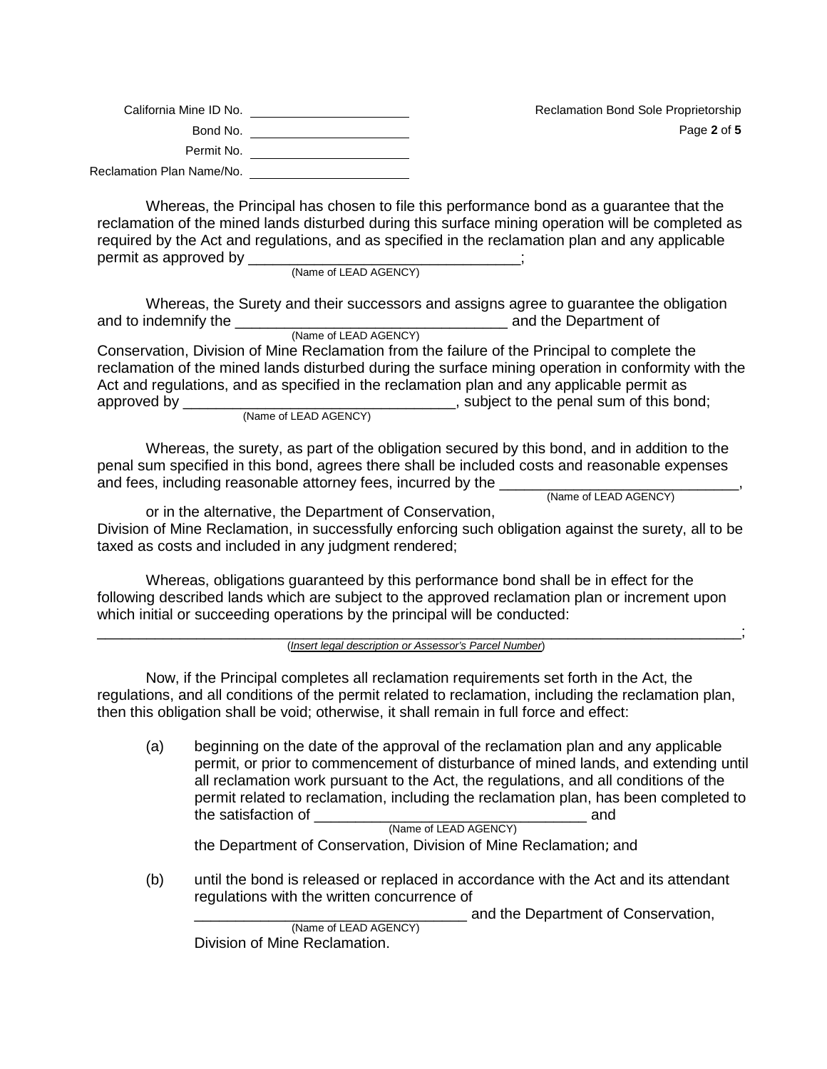California Mine ID No. ______________________

Bond No. ______________________

Permit No. ______________________

Reclamation Plan Name/No. ______________________

Whereas, the Principal has chosen to file this performance bond as a guarantee that the reclamation of the mined lands disturbed during this surface mining operation will be completed as required by the Act and regulations, and as specified in the reclamation plan and any applicable permit as approved by ________________________________;
(Name of LEAD AGENCY)

Whereas, the Surety and their successors and assigns agree to guarantee the obligation and to indemnify the ________________________________ and the Department of
(Name of LEAD AGENCY)
Conservation, Division of Mine Reclamation from the failure of the Principal to complete the reclamation of the mined lands disturbed during the surface mining operation in conformity with the Act and regulations, and as specified in the reclamation plan and any applicable permit as approved by ________________________________, subject to the penal sum of this bond;
(Name of LEAD AGENCY)

Whereas, the surety, as part of the obligation secured by this bond, and in addition to the penal sum specified in this bond, agrees there shall be included costs and reasonable expenses and fees, including reasonable attorney fees, incurred by the ____________________________,
(Name of LEAD AGENCY)
or in the alternative, the Department of Conservation, Division of Mine Reclamation, in successfully enforcing such obligation against the surety, all to be taxed as costs and included in any judgment rendered;

Whereas, obligations guaranteed by this performance bond shall be in effect for the following described lands which are subject to the approved reclamation plan or increment upon which initial or succeeding operations by the principal will be conducted:

______________________________________________________________________________;
(*Insert legal description or Assessor's Parcel Number*)

Now, if the Principal completes all reclamation requirements set forth in the Act, the regulations, and all conditions of the permit related to reclamation, including the reclamation plan, then this obligation shall be void; otherwise, it shall remain in full force and effect:

(a) beginning on the date of the approval of the reclamation plan and any applicable permit, or prior to commencement of disturbance of mined lands, and extending until all reclamation work pursuant to the Act, the regulations, and all conditions of the permit related to reclamation, including the reclamation plan, has been completed to the satisfaction of ________________________________ and
(Name of LEAD AGENCY)
the Department of Conservation, Division of Mine Reclamation; and

(b) until the bond is released or replaced in accordance with the Act and its attendant regulations with the written concurrence of
________________________________ and the Department of Conservation,
(Name of LEAD AGENCY)
Division of Mine Reclamation.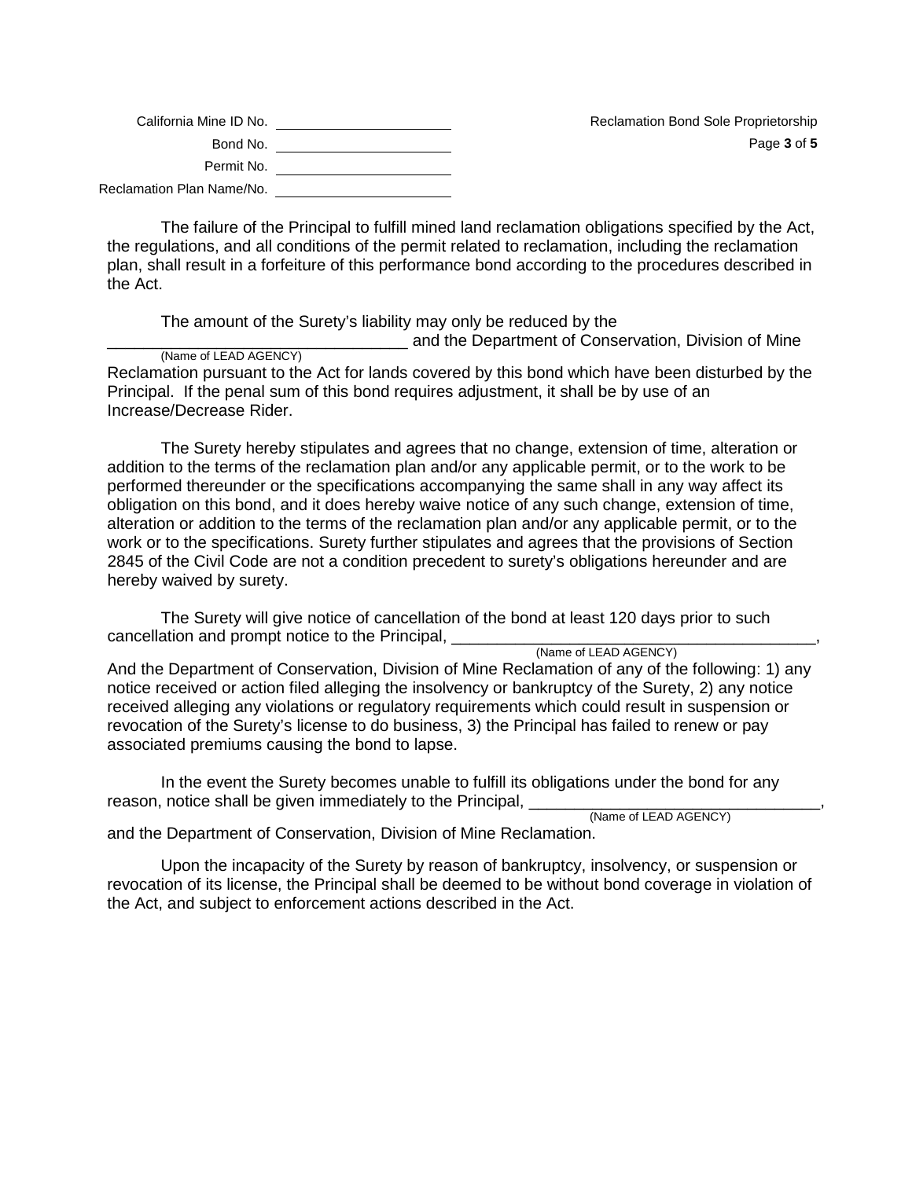California Mine ID No. ______________________

Bond No. ______________________

Permit No. ______________________

Reclamation Plan Name/No. ______________________

The failure of the Principal to fulfill mined land reclamation obligations specified by the Act, the regulations, and all conditions of the permit related to reclamation, including the reclamation plan, shall result in a forfeiture of this performance bond according to the procedures described in the Act.

The amount of the Surety's liability may only be reduced by the ________________________________ (Name of LEAD AGENCY) and the Department of Conservation, Division of Mine Reclamation pursuant to the Act for lands covered by this bond which have been disturbed by the Principal. If the penal sum of this bond requires adjustment, it shall be by use of an Increase/Decrease Rider.

The Surety hereby stipulates and agrees that no change, extension of time, alteration or addition to the terms of the reclamation plan and/or any applicable permit, or to the work to be performed thereunder or the specifications accompanying the same shall in any way affect its obligation on this bond, and it does hereby waive notice of any such change, extension of time, alteration or addition to the terms of the reclamation plan and/or any applicable permit, or to the work or to the specifications. Surety further stipulates and agrees that the provisions of Section 2845 of the Civil Code are not a condition precedent to surety's obligations hereunder and are hereby waived by surety.

The Surety will give notice of cancellation of the bond at least 120 days prior to such cancellation and prompt notice to the Principal, ________________________________ (Name of LEAD AGENCY), And the Department of Conservation, Division of Mine Reclamation of any of the following: 1) any notice received or action filed alleging the insolvency or bankruptcy of the Surety, 2) any notice received alleging any violations or regulatory requirements which could result in suspension or revocation of the Surety's license to do business, 3) the Principal has failed to renew or pay associated premiums causing the bond to lapse.

In the event the Surety becomes unable to fulfill its obligations under the bond for any reason, notice shall be given immediately to the Principal, ________________________________ (Name of LEAD AGENCY), and the Department of Conservation, Division of Mine Reclamation.

Upon the incapacity of the Surety by reason of bankruptcy, insolvency, or suspension or revocation of its license, the Principal shall be deemed to be without bond coverage in violation of the Act, and subject to enforcement actions described in the Act.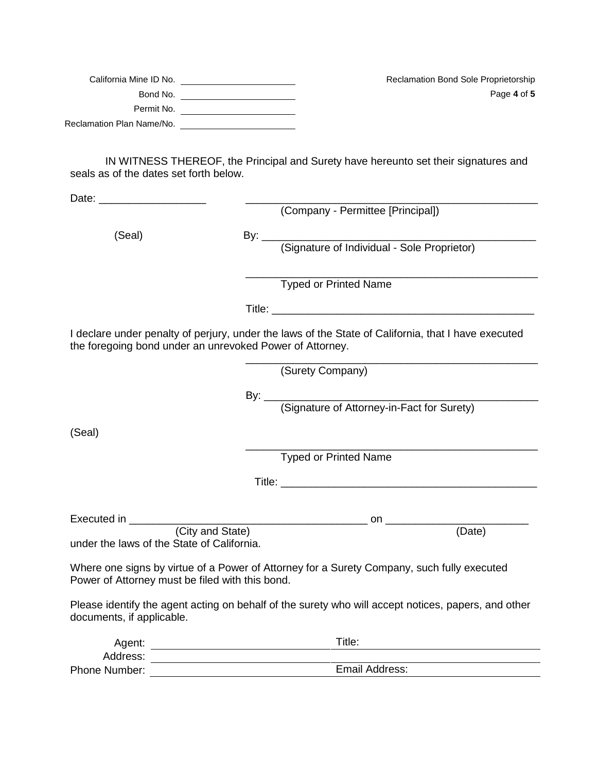California Mine ID No. ____________________
Bond No. ____________________
Permit No. ____________________
Reclamation Plan Name/No. ____________________

Reclamation Bond Sole Proprietorship

IN WITNESS THEREOF, the Principal and Surety have hereunto set their signatures and seals as of the dates set forth below.

Date: __________________ ______________________________________________
(Company - Permittee [Principal])

(Seal) By: ______________________________________________
(Signature of Individual - Sole Proprietor)

______________________________________________
Typed or Printed Name

Title: ______________________________________________

I declare under penalty of perjury, under the laws of the State of California, that I have executed the foregoing bond under an unrevoked Power of Attorney.

______________________________________________
(Surety Company)

By: ______________________________________________
(Signature of Attorney-in-Fact for Surety)

(Seal)

______________________________________________
Typed or Printed Name

Title: ______________________________________________

Executed in ________________________________________ on ________________________
(City and State) (Date)
under the laws of the State of California.

Where one signs by virtue of a Power of Attorney for a Surety Company, such fully executed Power of Attorney must be filed with this bond.

Please identify the agent acting on behalf of the surety who will accept notices, papers, and other documents, if applicable.

Agent: ____________________ Title: ____________________
Address: ________________________________________
Phone Number: ____________________ Email Address: ____________________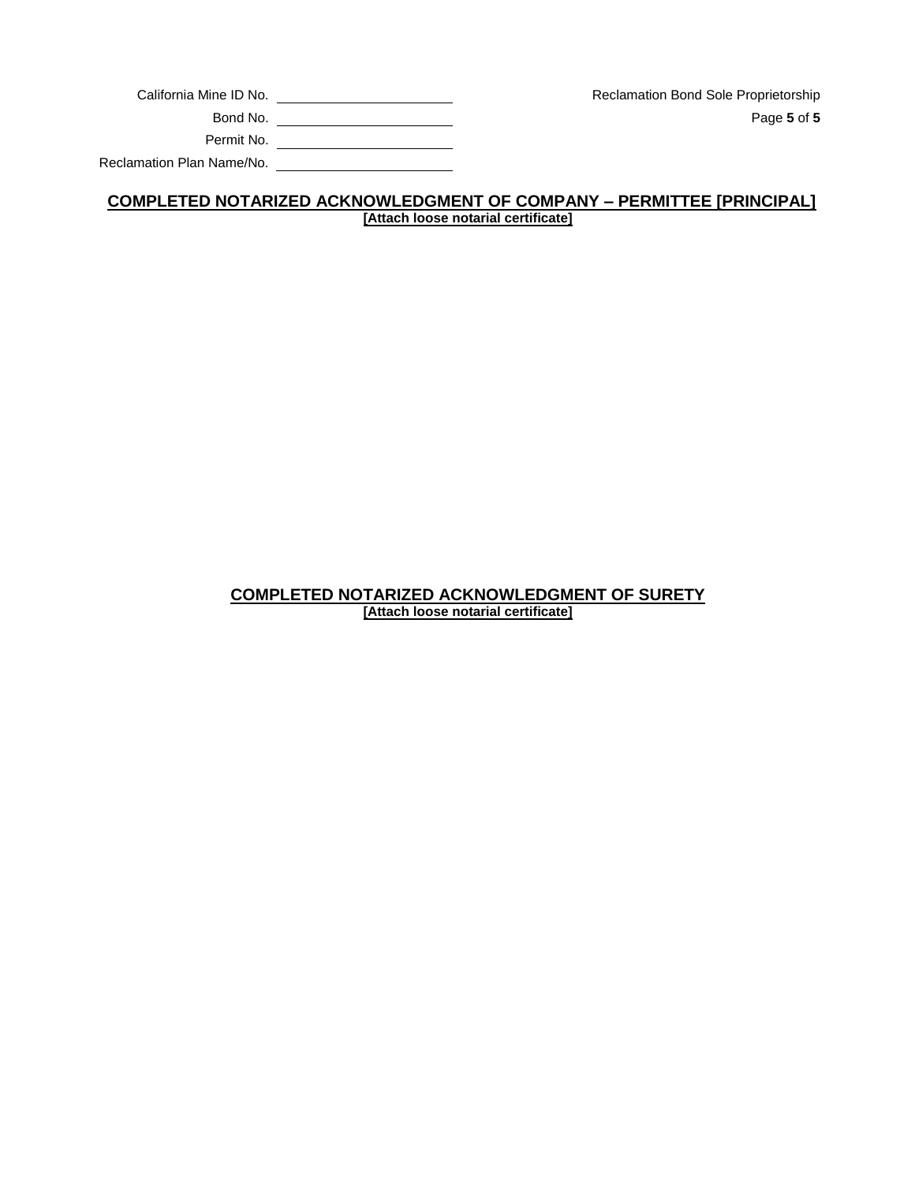California Mine ID No. \_\_\_\_\_\_\_\_\_\_\_\_\_\_\_\_\_\_\_\_

Bond No. \_\_\_\_\_\_\_\_\_\_\_\_\_\_\_\_\_\_\_\_

Permit No. \_\_\_\_\_\_\_\_\_\_\_\_\_\_\_\_\_\_\_\_

Reclamation Plan Name/No. \_\_\_\_\_\_\_\_\_\_\_\_\_\_\_\_\_\_\_\_

## COMPLETED NOTARIZED ACKNOWLEDGMENT OF COMPANY – PERMITTEE [PRINCIPAL]

**[Attach loose notarial certificate]**

## COMPLETED NOTARIZED ACKNOWLEDGMENT OF SURETY

**[Attach loose notarial certificate]**